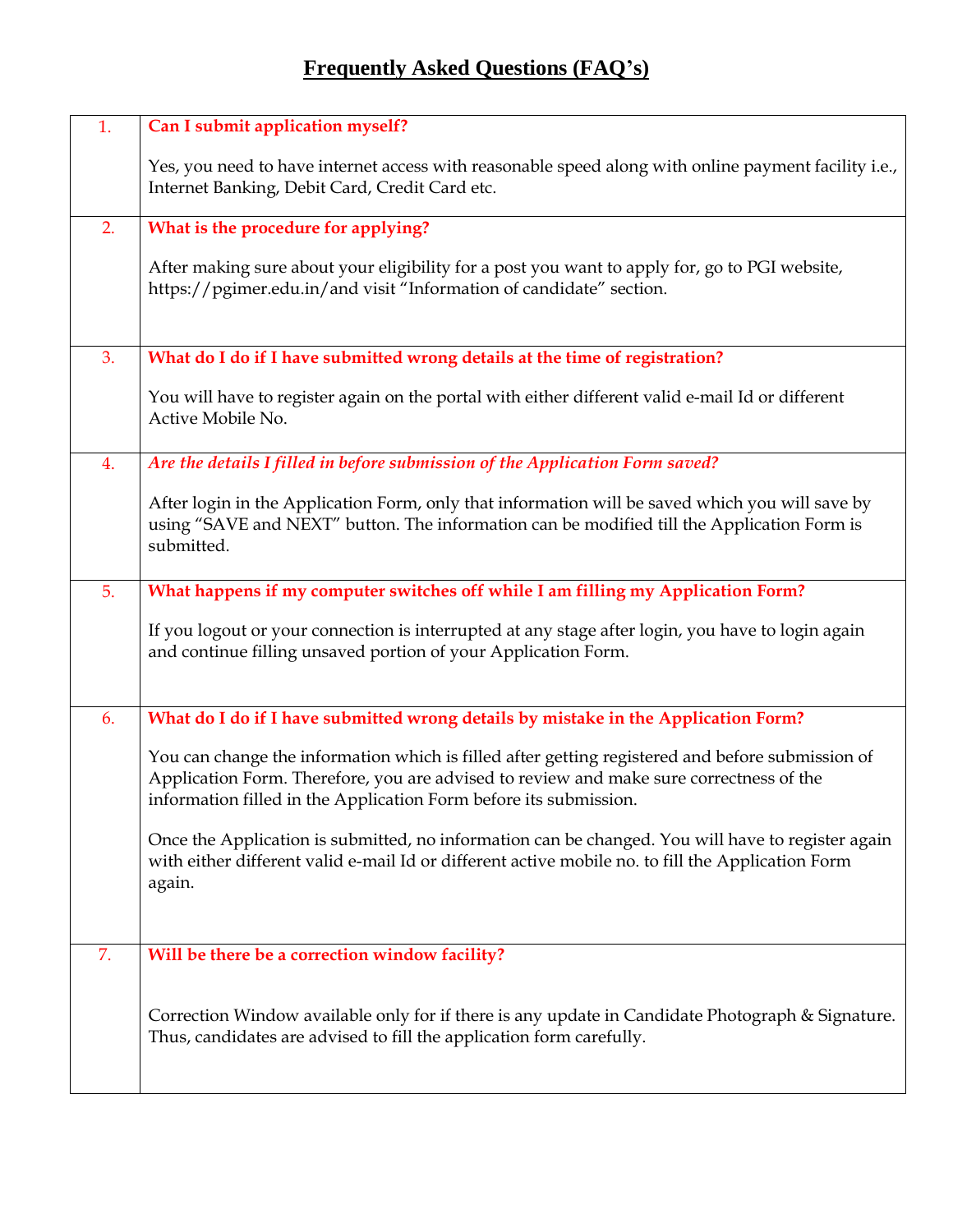# Frequently Asked Questions (FAQ's)

| | |
|---|---|
| 1. | **Can I submit application myself?**<br><br>Yes, you need to have internet access with reasonable speed along with online payment facility i.e., Internet Banking, Debit Card, Credit Card etc. |
| 2. | **What is the procedure for applying?**<br><br>After making sure about your eligibility for a post you want to apply for, go to PGI website, https://pgimer.edu.in/and visit "Information of candidate" section. |
| 3. | **What do I do if I have submitted wrong details at the time of registration?**<br><br>You will have to register again on the portal with either different valid e-mail Id or different Active Mobile No. |
| 4. | ***Are the details I filled in before submission of the Application Form saved?***<br><br>After login in the Application Form, only that information will be saved which you will save by using "SAVE and NEXT" button. The information can be modified till the Application Form is submitted. |
| 5. | **What happens if my computer switches off while I am filling my Application Form?**<br><br>If you logout or your connection is interrupted at any stage after login, you have to login again and continue filling unsaved portion of your Application Form. |
| 6. | **What do I do if I have submitted wrong details by mistake in the Application Form?**<br><br>You can change the information which is filled after getting registered and before submission of Application Form. Therefore, you are advised to review and make sure correctness of the information filled in the Application Form before its submission.<br><br>Once the Application is submitted, no information can be changed. You will have to register again with either different valid e-mail Id or different active mobile no. to fill the Application Form again. |
| 7. | **Will be there be a correction window facility?**<br><br>Correction Window available only for if there is any update in Candidate Photograph & Signature. Thus, candidates are advised to fill the application form carefully. |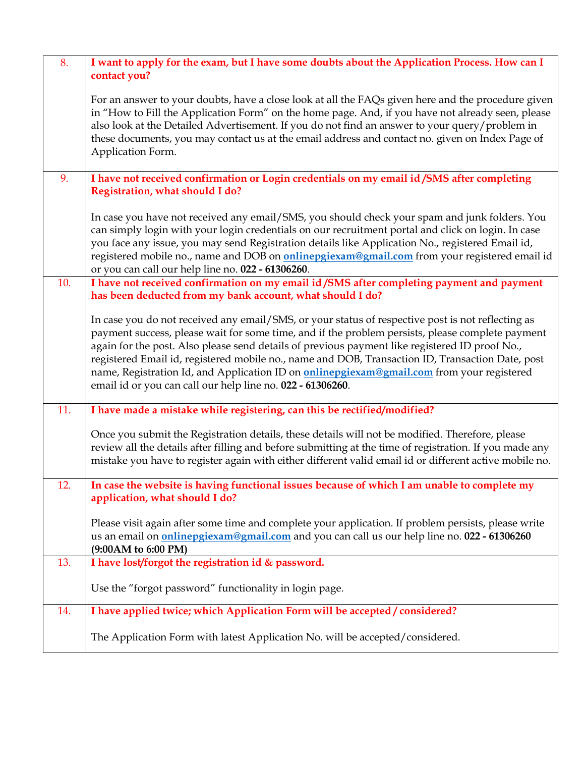| | |
|---|---|
| 8. | **I want to apply for the exam, but I have some doubts about the Application Process. How can I contact you?**<br><br>For an answer to your doubts, have a close look at all the FAQs given here and the procedure given in "How to Fill the Application Form" on the home page. And, if you have not already seen, please also look at the Detailed Advertisement. If you do not find an answer to your query/problem in these documents, you may contact us at the email address and contact no. given on Index Page of Application Form. |
| 9. | **I have not received confirmation or Login credentials on my email id /SMS after completing Registration, what should I do?**<br><br>In case you have not received any email/SMS, you should check your spam and junk folders. You can simply login with your login credentials on our recruitment portal and click on login. In case you face any issue, you may send Registration details like Application No., registered Email id, registered mobile no., name and DOB on **onlinepgiexam@gmail.com** from your registered email id or you can call our help line no. **022 - 61306260**. |
| 10. | **I have not received confirmation on my email id /SMS after completing payment and payment has been deducted from my bank account, what should I do?**<br><br>In case you do not received any email/SMS, or your status of respective post is not reflecting as payment success, please wait for some time, and if the problem persists, please complete payment again for the post. Also please send details of previous payment like registered ID proof No., registered Email id, registered mobile no., name and DOB, Transaction ID, Transaction Date, post name, Registration Id, and Application ID on **onlinepgiexam@gmail.com** from your registered email id or you can call our help line no. **022 - 61306260**. |
| 11. | **I have made a mistake while registering, can this be rectified/modified?**<br><br>Once you submit the Registration details, these details will not be modified. Therefore, please review all the details after filling and before submitting at the time of registration. If you made any mistake you have to register again with either different valid email id or different active mobile no. |
| 12. | **In case the website is having functional issues because of which I am unable to complete my application, what should I do?**<br><br>Please visit again after some time and complete your application. If problem persists, please write us an email on **onlinepgiexam@gmail.com** and you can call us our help line no. **022 - 61306260 (9:00AM to 6:00 PM)** |
| 13. | **I have lost/forgot the registration id & password.**<br><br>Use the "forgot password" functionality in login page. |
| 14. | **I have applied twice; which Application Form will be accepted / considered?**<br><br>The Application Form with latest Application No. will be accepted/considered. |